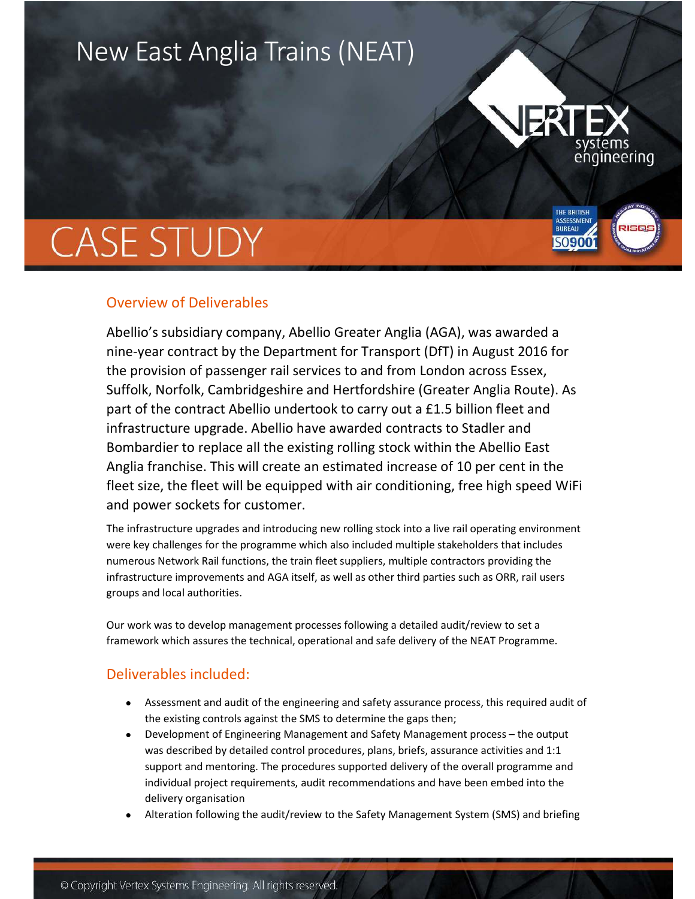# New East Anglia Trains (NEAT)

# CASE STUDY

## Overview of Deliverables

Abellio's subsidiary company, Abellio Greater Anglia (AGA), was awarded a nine-year contract by the Department for Transport (DfT) in August 2016 for the provision of passenger rail services to and from London across Essex, Suffolk, Norfolk, Cambridgeshire and Hertfordshire (Greater Anglia Route). As part of the contract Abellio undertook to carry out a £1.5 billion fleet and infrastructure upgrade. Abellio have awarded contracts to Stadler and Bombardier to replace all the existing rolling stock within the Abellio East Anglia franchise. This will create an estimated increase of 10 per cent in the fleet size, the fleet will be equipped with air conditioning, free high speed WiFi and power sockets for customer.

The infrastructure upgrades and introducing new rolling stock into a live rail operating environment were key challenges for the programme which also included multiple stakeholders that includes numerous Network Rail functions, the train fleet suppliers, multiple contractors providing the infrastructure improvements and AGA itself, as well as other third parties such as ORR, rail users groups and local authorities.

Our work was to develop management processes following a detailed audit/review to set a framework which assures the technical, operational and safe delivery of the NEAT Programme.

## Deliverables included:

- Assessment and audit of the engineering and safety assurance process, this required audit of the existing controls against the SMS to determine the gaps then;
- Development of Engineering Management and Safety Management process – the output was described by detailed control procedures, plans, briefs, assurance activities and 1:1 support and mentoring. The procedures supported delivery of the overall programme and individual project requirements, audit recommendations and have been embed into the delivery organisation
- Alteration following the audit/review to the Safety Management System (SMS) and briefing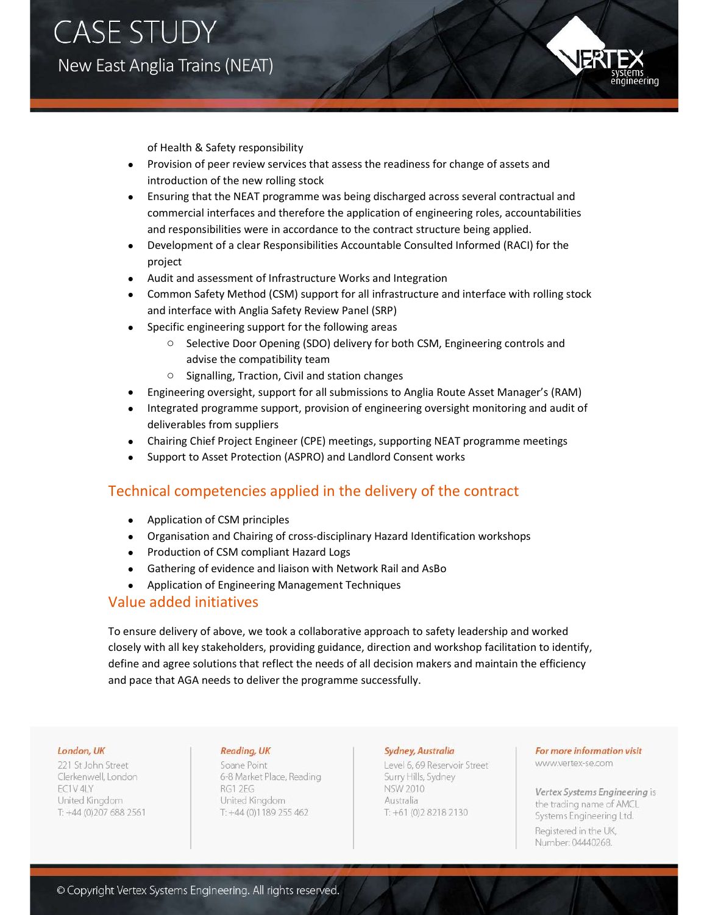of Health & Safety responsibility

- Provision of peer review services that assess the readiness for change of assets and introduction of the new rolling stock
- Ensuring that the NEAT programme was being discharged across several contractual and commercial interfaces and therefore the application of engineering roles, accountabilities and responsibilities were in accordance to the contract structure being applied.
- Development of a clear Responsibilities Accountable Consulted Informed (RACI) for the project
- Audit and assessment of Infrastructure Works and Integration
- Common Safety Method (CSM) support for all infrastructure and interface with rolling stock and interface with Anglia Safety Review Panel (SRP)
- Specific engineering support for the following areas
  - Selective Door Opening (SDO) delivery for both CSM, Engineering controls and advise the compatibility team
  - Signalling, Traction, Civil and station changes
- Engineering oversight, support for all submissions to Anglia Route Asset Manager's (RAM)
- Integrated programme support, provision of engineering oversight monitoring and audit of deliverables from suppliers
- Chairing Chief Project Engineer (CPE) meetings, supporting NEAT programme meetings
- Support to Asset Protection (ASPRO) and Landlord Consent works

## Technical competencies applied in the delivery of the contract

- Application of CSM principles
- Organisation and Chairing of cross-disciplinary Hazard Identification workshops
- Production of CSM compliant Hazard Logs
- Gathering of evidence and liaison with Network Rail and AsBo
- Application of Engineering Management Techniques

## Value added initiatives

To ensure delivery of above, we took a collaborative approach to safety leadership and worked closely with all key stakeholders, providing guidance, direction and workshop facilitation to identify, define and agree solutions that reflect the needs of all decision makers and maintain the efficiency and pace that AGA needs to deliver the programme successfully.

***London, UK***
221 St John Street
Clerkenwell, London
EC1V 4LY
United Kingdom
T: +44 (0)207 688 2561

***Reading, UK***
Soane Point
6-8 Market Place, Reading
RG1 2EG
United Kingdom
T: +44 (0)1189 255 462

***Sydney, Australia***
Level 6, 69 Reservoir Street
Surry Hills, Sydney
NSW 2010
Australia
T: +61 (0)2 8218 2130

***For more information visit***
www.vertex-se.com

***Vertex Systems Engineering*** is the trading name of AMCL Systems Engineering Ltd.
Registered in the UK, Number: 04440268.

© Copyright Vertex Systems Engineering. All rights reserved.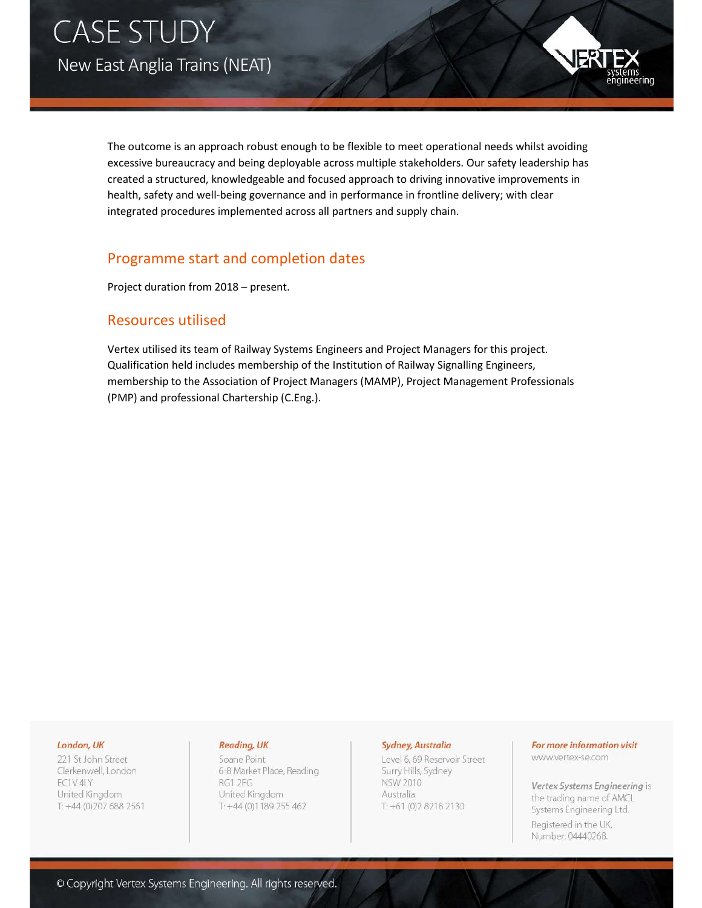The outcome is an approach robust enough to be flexible to meet operational needs whilst avoiding excessive bureaucracy and being deployable across multiple stakeholders. Our safety leadership has created a structured, knowledgeable and focused approach to driving innovative improvements in health, safety and well-being governance and in performance in frontline delivery; with clear integrated procedures implemented across all partners and supply chain.

## Programme start and completion dates

Project duration from 2018 – present.

## Resources utilised

Vertex utilised its team of Railway Systems Engineers and Project Managers for this project. Qualification held includes membership of the Institution of Railway Signalling Engineers, membership to the Association of Project Managers (MAMP), Project Management Professionals (PMP) and professional Chartership (C.Eng.).

***London, UK***
221 St John Street
Clerkenwell, London
EC1V 4LY
United Kingdom
T: +44 (0)207 688 2561

***Reading, UK***
Soane Point
6-8 Market Place, Reading
RG1 2EG
United Kingdom
T: +44 (0)1189 255 462

***Sydney, Australia***
Level 6, 69 Reservoir Street
Surry Hills, Sydney
NSW 2010
Australia
T: +61 (0)2 8218 2130

***For more information visit***
www.vertex-se.com

***Vertex Systems Engineering*** is the trading name of AMCL Systems Engineering Ltd.
Registered in the UK, Number: 04440268.

© Copyright Vertex Systems Engineering. All rights reserved.